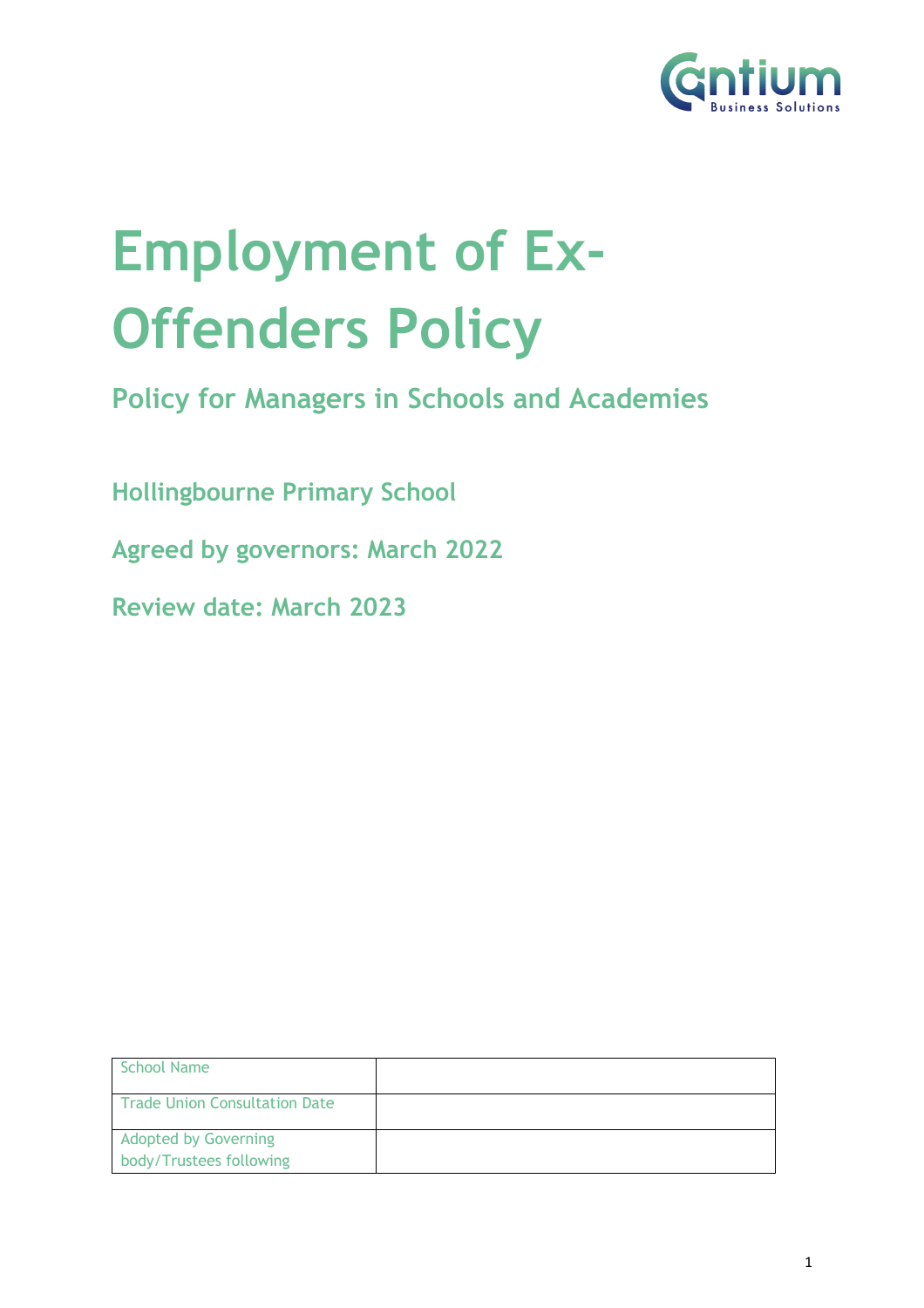Cantium Business Solutions

# Employment of Ex-Offenders Policy

## Policy for Managers in Schools and Academies

### Hollingbourne Primary School

### Agreed by governors: March 2022

### Review date: March 2023

| School Name | |
|---|---|
| Trade Union Consultation Date | |
| Adopted by Governing body/Trustees following | |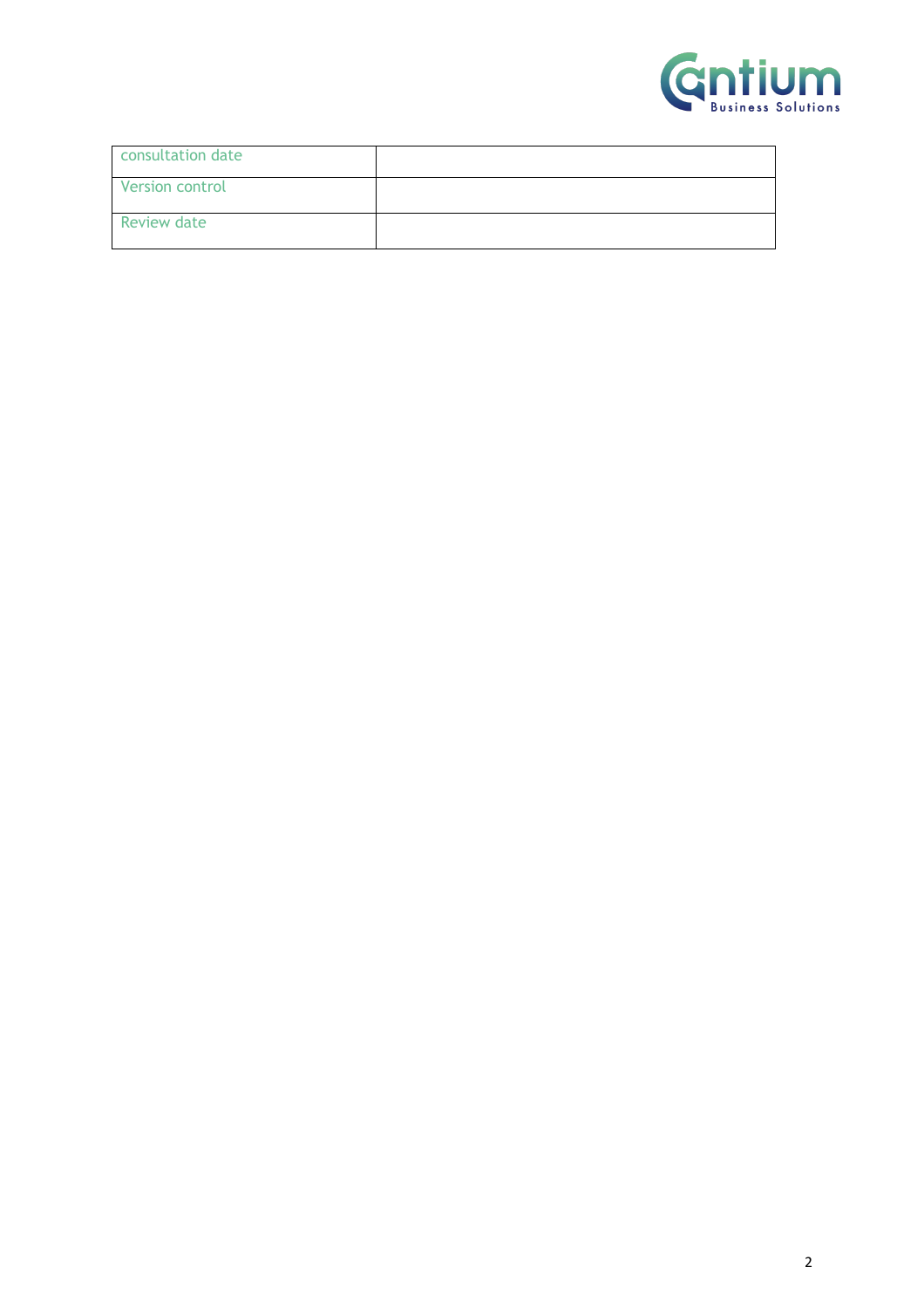| | |
|---|---|
| consultation date | |
| Version control | |
| Review date | |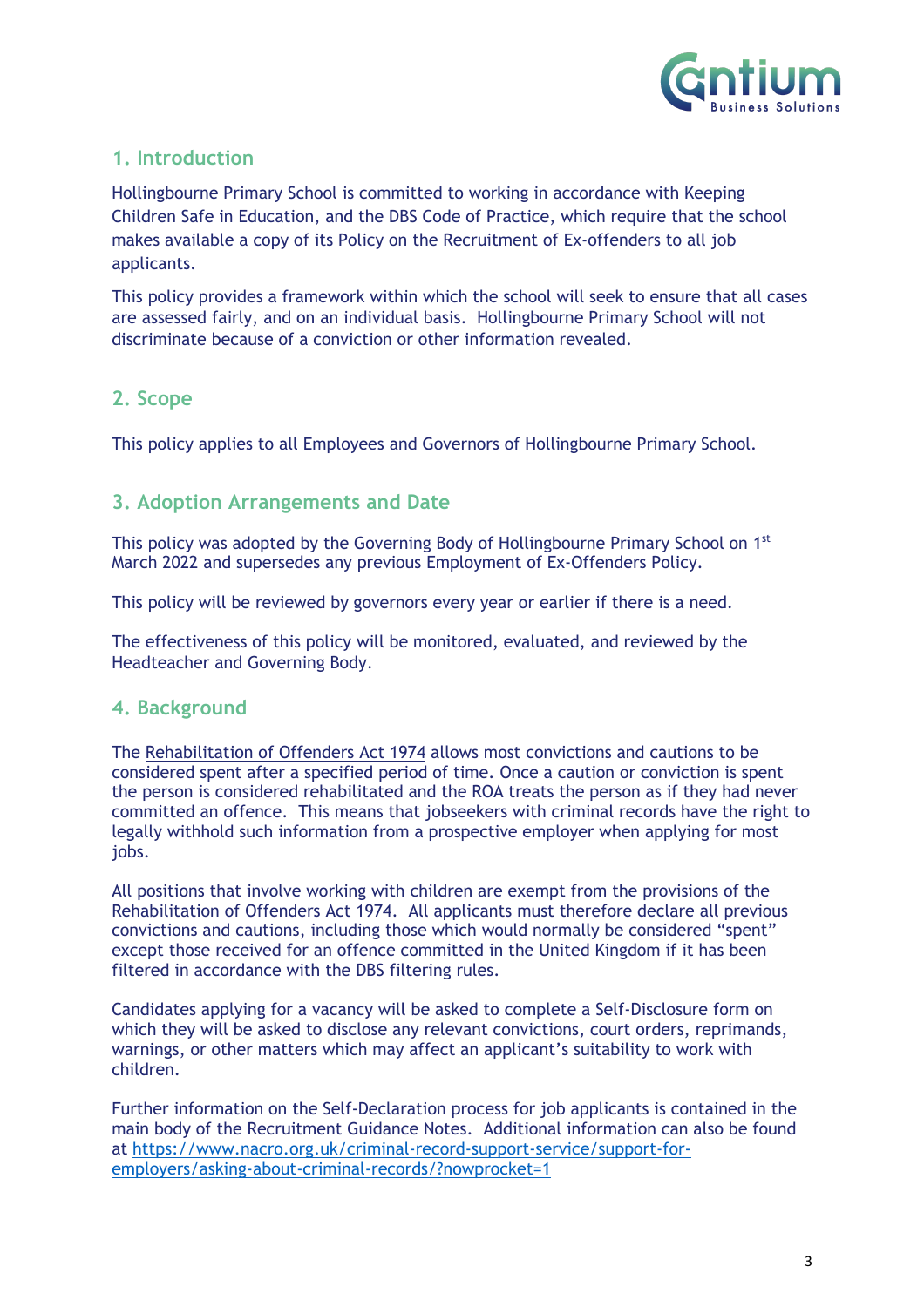## 1. Introduction

Hollingbourne Primary School is committed to working in accordance with Keeping Children Safe in Education, and the DBS Code of Practice, which require that the school makes available a copy of its Policy on the Recruitment of Ex-offenders to all job applicants.

This policy provides a framework within which the school will seek to ensure that all cases are assessed fairly, and on an individual basis. Hollingbourne Primary School will not discriminate because of a conviction or other information revealed.

## 2. Scope

This policy applies to all Employees and Governors of Hollingbourne Primary School.

## 3. Adoption Arrangements and Date

This policy was adopted by the Governing Body of Hollingbourne Primary School on 1st March 2022 and supersedes any previous Employment of Ex-Offenders Policy.

This policy will be reviewed by governors every year or earlier if there is a need.

The effectiveness of this policy will be monitored, evaluated, and reviewed by the Headteacher and Governing Body.

## 4. Background

The Rehabilitation of Offenders Act 1974 allows most convictions and cautions to be considered spent after a specified period of time. Once a caution or conviction is spent the person is considered rehabilitated and the ROA treats the person as if they had never committed an offence. This means that jobseekers with criminal records have the right to legally withhold such information from a prospective employer when applying for most jobs.

All positions that involve working with children are exempt from the provisions of the Rehabilitation of Offenders Act 1974. All applicants must therefore declare all previous convictions and cautions, including those which would normally be considered "spent" except those received for an offence committed in the United Kingdom if it has been filtered in accordance with the DBS filtering rules.

Candidates applying for a vacancy will be asked to complete a Self-Disclosure form on which they will be asked to disclose any relevant convictions, court orders, reprimands, warnings, or other matters which may affect an applicant's suitability to work with children.

Further information on the Self-Declaration process for job applicants is contained in the main body of the Recruitment Guidance Notes. Additional information can also be found at https://www.nacro.org.uk/criminal-record-support-service/support-for-employers/asking-about-criminal-records/?nowprocket=1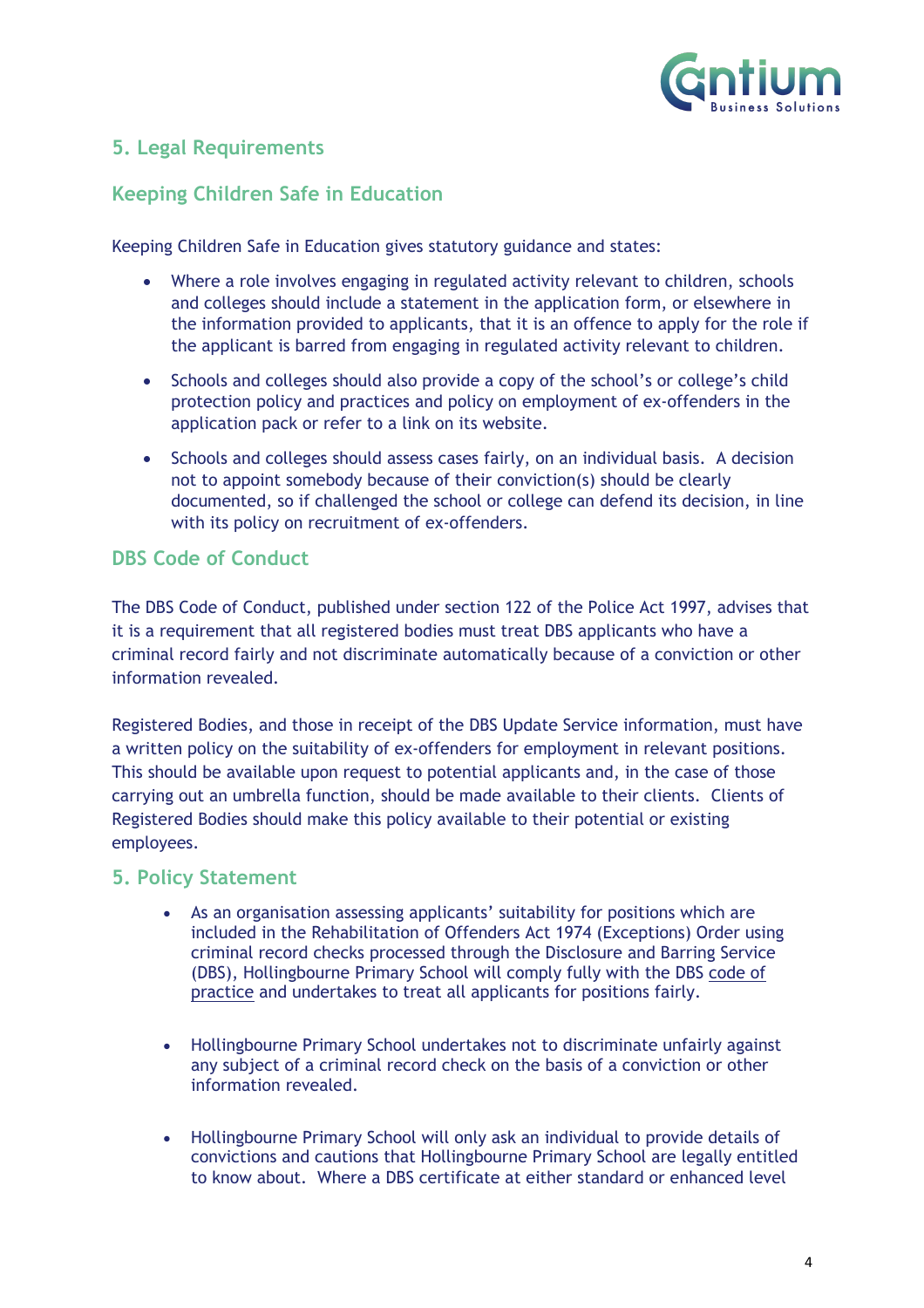## 5. Legal Requirements

### Keeping Children Safe in Education

Keeping Children Safe in Education gives statutory guidance and states:

- Where a role involves engaging in regulated activity relevant to children, schools and colleges should include a statement in the application form, or elsewhere in the information provided to applicants, that it is an offence to apply for the role if the applicant is barred from engaging in regulated activity relevant to children.
- Schools and colleges should also provide a copy of the school's or college's child protection policy and practices and policy on employment of ex-offenders in the application pack or refer to a link on its website.
- Schools and colleges should assess cases fairly, on an individual basis. A decision not to appoint somebody because of their conviction(s) should be clearly documented, so if challenged the school or college can defend its decision, in line with its policy on recruitment of ex-offenders.

### DBS Code of Conduct

The DBS Code of Conduct, published under section 122 of the Police Act 1997, advises that it is a requirement that all registered bodies must treat DBS applicants who have a criminal record fairly and not discriminate automatically because of a conviction or other information revealed.

Registered Bodies, and those in receipt of the DBS Update Service information, must have a written policy on the suitability of ex-offenders for employment in relevant positions. This should be available upon request to potential applicants and, in the case of those carrying out an umbrella function, should be made available to their clients. Clients of Registered Bodies should make this policy available to their potential or existing employees.

## 5. Policy Statement

- As an organisation assessing applicants' suitability for positions which are included in the Rehabilitation of Offenders Act 1974 (Exceptions) Order using criminal record checks processed through the Disclosure and Barring Service (DBS), Hollingbourne Primary School will comply fully with the DBS code of practice and undertakes to treat all applicants for positions fairly.
- Hollingbourne Primary School undertakes not to discriminate unfairly against any subject of a criminal record check on the basis of a conviction or other information revealed.
- Hollingbourne Primary School will only ask an individual to provide details of convictions and cautions that Hollingbourne Primary School are legally entitled to know about. Where a DBS certificate at either standard or enhanced level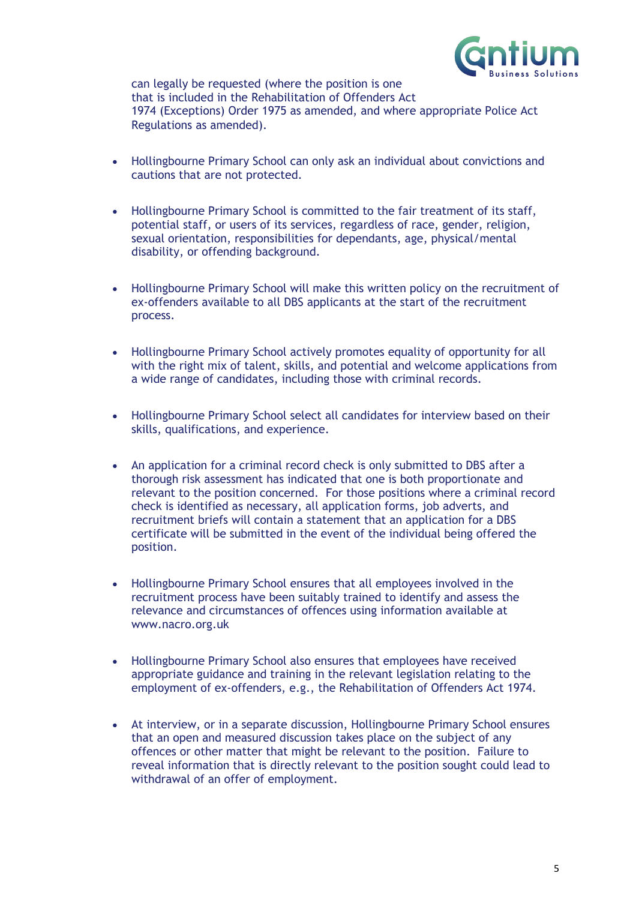can legally be requested (where the position is one that is included in the Rehabilitation of Offenders Act 1974 (Exceptions) Order 1975 as amended, and where appropriate Police Act Regulations as amended).

- Hollingbourne Primary School can only ask an individual about convictions and cautions that are not protected.

- Hollingbourne Primary School is committed to the fair treatment of its staff, potential staff, or users of its services, regardless of race, gender, religion, sexual orientation, responsibilities for dependants, age, physical/mental disability, or offending background.

- Hollingbourne Primary School will make this written policy on the recruitment of ex-offenders available to all DBS applicants at the start of the recruitment process.

- Hollingbourne Primary School actively promotes equality of opportunity for all with the right mix of talent, skills, and potential and welcome applications from a wide range of candidates, including those with criminal records.

- Hollingbourne Primary School select all candidates for interview based on their skills, qualifications, and experience.

- An application for a criminal record check is only submitted to DBS after a thorough risk assessment has indicated that one is both proportionate and relevant to the position concerned. For those positions where a criminal record check is identified as necessary, all application forms, job adverts, and recruitment briefs will contain a statement that an application for a DBS certificate will be submitted in the event of the individual being offered the position.

- Hollingbourne Primary School ensures that all employees involved in the recruitment process have been suitably trained to identify and assess the relevance and circumstances of offences using information available at www.nacro.org.uk

- Hollingbourne Primary School also ensures that employees have received appropriate guidance and training in the relevant legislation relating to the employment of ex-offenders, e.g., the Rehabilitation of Offenders Act 1974.

- At interview, or in a separate discussion, Hollingbourne Primary School ensures that an open and measured discussion takes place on the subject of any offences or other matter that might be relevant to the position. Failure to reveal information that is directly relevant to the position sought could lead to withdrawal of an offer of employment.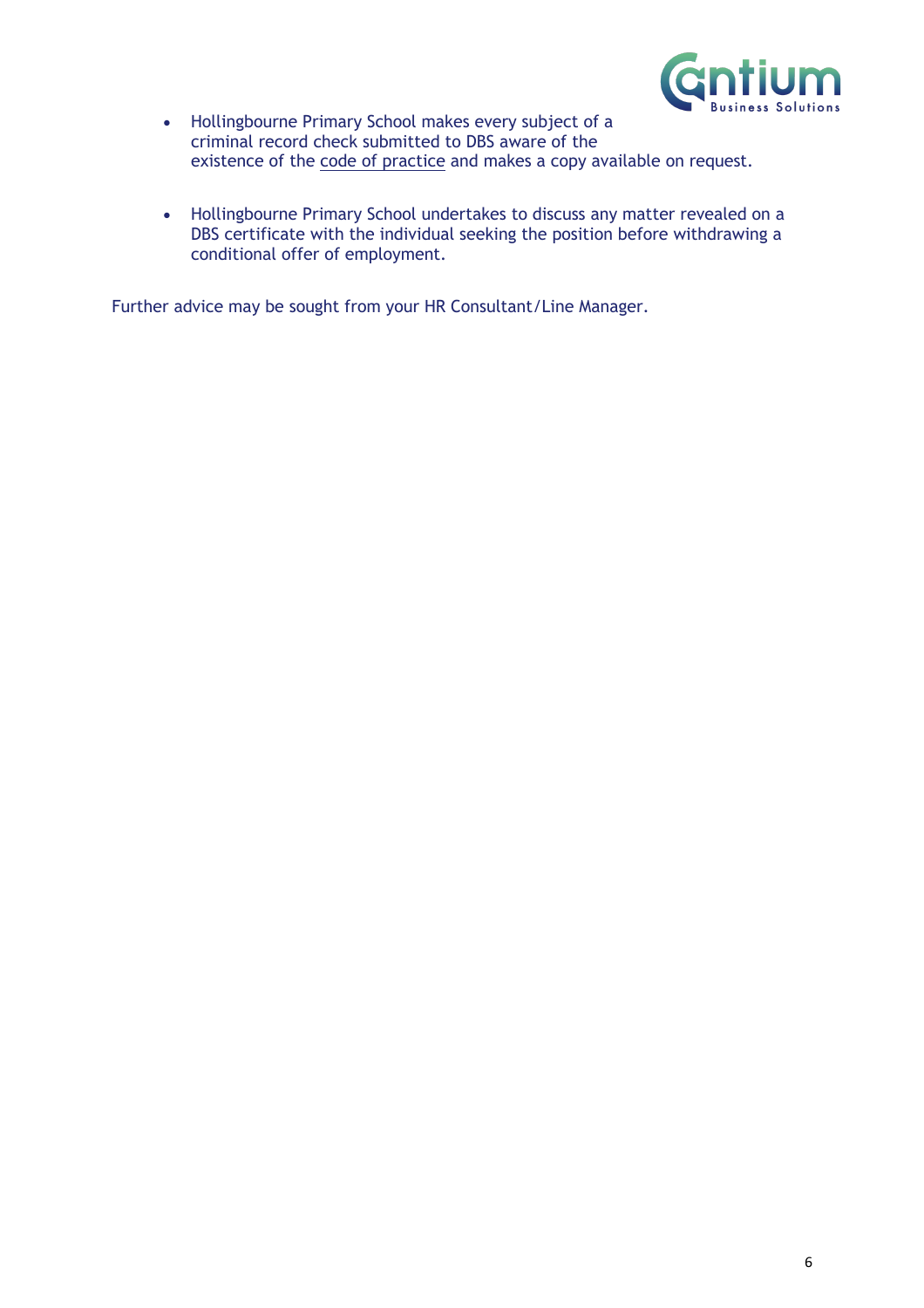- Hollingbourne Primary School makes every subject of a criminal record check submitted to DBS aware of the existence of the code of practice and makes a copy available on request.

- Hollingbourne Primary School undertakes to discuss any matter revealed on a DBS certificate with the individual seeking the position before withdrawing a conditional offer of employment.

Further advice may be sought from your HR Consultant/Line Manager.